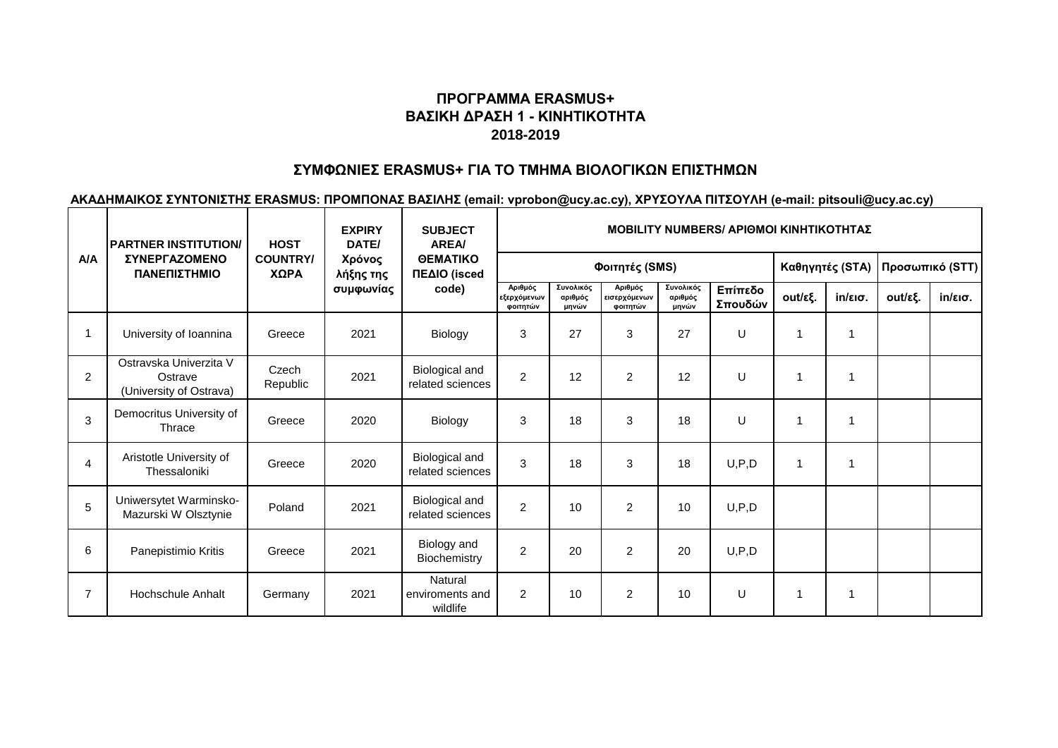# ΠΡΟΓΡΑΜΜΑ ERASMUS+
# ΒΑΣΙΚΗ ΔΡΑΣΗ 1 - ΚΙΝΗΤΙΚΟΤΗΤΑ
# 2018-2019

## ΣΥΜΦΩΝΙΕΣ ERASMUS+ ΓΙΑ ΤΟ ΤΜΗΜΑ ΒΙΟΛΟΓΙΚΩΝ ΕΠΙΣΤΗΜΩΝ

**ΑΚΑΔΗΜΑΙΚΟΣ ΣΥΝΤΟΝΙΣΤΗΣ ERASMUS: ΠΡΟΜΠΟΝΑΣ ΒΑΣΙΛΗΣ (email: vprobon@ucy.ac.cy), ΧΡΥΣΟΥΛΑ ΠΙΤΣΟΥΛΗ (e-mail: pitsouli@ucy.ac.cy)**

| Α/Α | PARTNER INSTITUTION/ ΣΥΝΕΡΓΑΖΟΜΕΝΟ ΠΑΝΕΠΙΣΤΗΜΙΟ | HOST COUNTRY/ ΧΩΡΑ | EXPIRY DATE/ Χρόνος λήξης της συμφωνίας | SUBJECT AREA/ ΘΕΜΑΤΙΚΟ ΠΕΔΙΟ (isced code) | MOBILITY NUMBERS/ ΑΡΙΘΜΟΙ ΚΙΝΗΤΙΚΟΤΗΤΑΣ | | | | | | | | |
|---|---|---|---|---|---|---|---|---|---|---|---|---|---|
| | | | | | Φοιτητές (SMS) | | | | | Καθηγητές (STA) | | Προσωπικό (STT) | |
| | | | | | Αριθμός εξερχόμενων φοιτητών | Συνολικός αριθμός μηνών | Αριθμός εισερχόμενων φοιτητών | Συνολικός αριθμός μηνών | Επίπεδο Σπουδών | out/εξ. | in/εισ. | out/εξ. | in/εισ. |
| 1 | University of Ioannina | Greece | 2021 | Biology | 3 | 27 | 3 | 27 | U | 1 | 1 | | |
| 2 | Ostravska Univerzita V Ostrave (University of Ostrava) | Czech Republic | 2021 | Biological and related sciences | 2 | 12 | 2 | 12 | U | 1 | 1 | | |
| 3 | Democritus University of Thrace | Greece | 2020 | Biology | 3 | 18 | 3 | 18 | U | 1 | 1 | | |
| 4 | Aristotle University of Thessaloniki | Greece | 2020 | Biological and related sciences | 3 | 18 | 3 | 18 | U,P,D | 1 | 1 | | |
| 5 | Uniwersytet Warminsko-Mazurski W Olsztynie | Poland | 2021 | Biological and related sciences | 2 | 10 | 2 | 10 | U,P,D | | | | |
| 6 | Panepistimio Kritis | Greece | 2021 | Biology and Biochemistry | 2 | 20 | 2 | 20 | U,P,D | | | | |
| 7 | Hochschule Anhalt | Germany | 2021 | Natural enviroments and wildlife | 2 | 10 | 2 | 10 | U | 1 | 1 | | |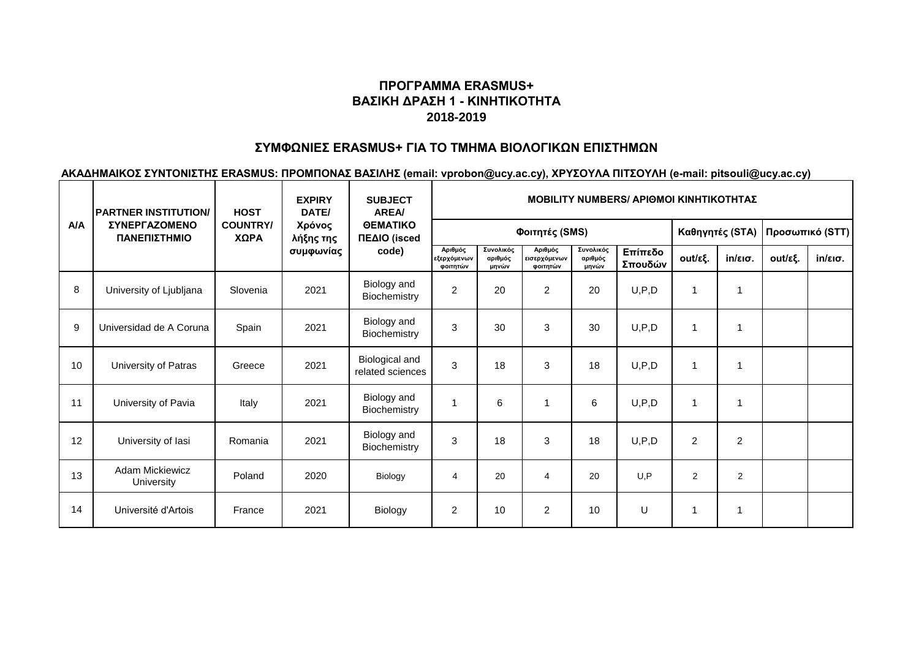## ΠΡΟΓΡΑΜΜΑ ERASMUS+
## ΒΑΣΙΚΗ ΔΡΑΣΗ 1 - ΚΙΝΗΤΙΚΟΤΗΤΑ
## 2018-2019

### ΣΥΜΦΩΝΙΕΣ ERASMUS+ ΓΙΑ ΤΟ ΤΜΗΜΑ ΒΙΟΛΟΓΙΚΩΝ ΕΠΙΣΤΗΜΩΝ

**ΑΚΑΔΗΜΑΙΚΟΣ ΣΥΝΤΟΝΙΣΤΗΣ ERASMUS: ΠΡΟΜΠΟΝΑΣ ΒΑΣΙΛΗΣ (email: vprobon@ucy.ac.cy), ΧΡΥΣΟΥΛΑ ΠΙΤΣΟΥΛΗ (e-mail: pitsouli@ucy.ac.cy)**

| A/A | PARTNER INSTITUTION/ ΣΥΝΕΡΓΑΖΟΜΕΝΟ ΠΑΝΕΠΙΣΤΗΜΙΟ | HOST COUNTRY/ ΧΩΡΑ | EXPIRY DATE/ Χρόνος λήξης της συμφωνίας | SUBJECT AREA/ ΘΕΜΑΤΙΚΟ ΠΕΔΙΟ (isced code) | MOBILITY NUMBERS/ ΑΡΙΘΜΟΙ ΚΙΝΗΤΙΚΟΤΗΤΑΣ | | | | | | | | |
|---|---|---|---|---|---|---|---|---|---|---|---|---|---|
| | | | | | Φοιτητές (SMS) | | | | | Καθηγητές (STA) | | Προσωπικό (STT) | |
| | | | | | Αριθμός εξερχόμενων φοιτητών | Συνολικός αριθμός μηνών | Αριθμός εισερχόμενων φοιτητών | Συνολικός αριθμός μηνών | Επίπεδο Σπουδών | out/εξ. | in/εισ. | out/εξ. | in/εισ. |
| 8 | University of Ljubljana | Slovenia | 2021 | Biology and Biochemistry | 2 | 20 | 2 | 20 | U,P,D | 1 | 1 | | |
| 9 | Universidad de A Coruna | Spain | 2021 | Biology and Biochemistry | 3 | 30 | 3 | 30 | U,P,D | 1 | 1 | | |
| 10 | University of Patras | Greece | 2021 | Biological and related sciences | 3 | 18 | 3 | 18 | U,P,D | 1 | 1 | | |
| 11 | University of Pavia | Italy | 2021 | Biology and Biochemistry | 1 | 6 | 1 | 6 | U,P,D | 1 | 1 | | |
| 12 | University of Iasi | Romania | 2021 | Biology and Biochemistry | 3 | 18 | 3 | 18 | U,P,D | 2 | 2 | | |
| 13 | Adam Mickiewicz University | Poland | 2020 | Biology | 4 | 20 | 4 | 20 | U,P | 2 | 2 | | |
| 14 | Université d'Artois | France | 2021 | Biology | 2 | 10 | 2 | 10 | U | 1 | 1 | | |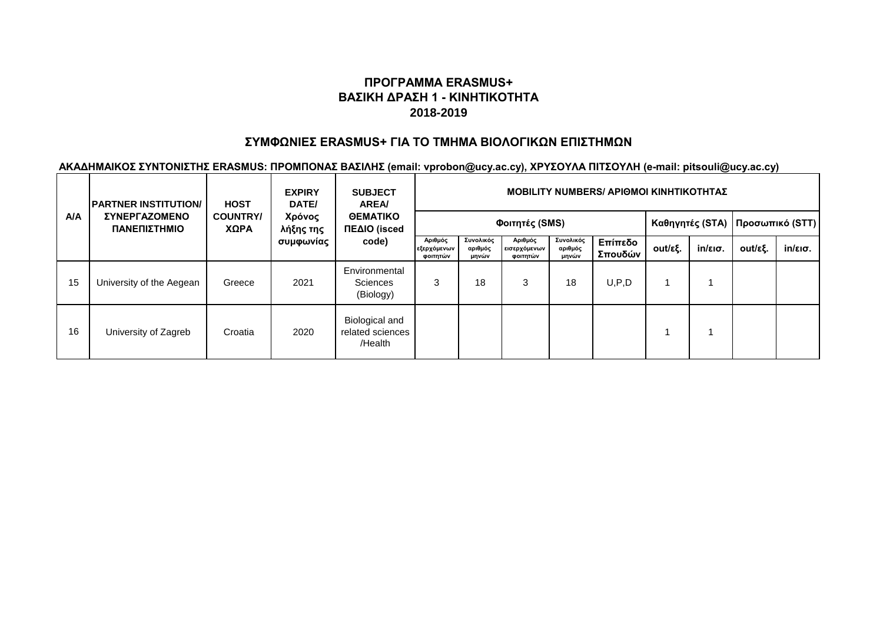**ΠΡΟΓΡΑΜΜΑ ERASMUS+**
**ΒΑΣΙΚΗ ΔΡΑΣΗ 1 - ΚΙΝΗΤΙΚΟΤΗΤΑ**
**2018-2019**

## ΣΥΜΦΩΝΙΕΣ ERASMUS+ ΓΙΑ ΤΟ ΤΜΗΜΑ ΒΙΟΛΟΓΙΚΩΝ ΕΠΙΣΤΗΜΩΝ

**ΑΚΑΔΗΜΑΙΚΟΣ ΣΥΝΤΟΝΙΣΤΗΣ ERASMUS: ΠΡΟΜΠΟΝΑΣ ΒΑΣΙΛΗΣ (email: vprobon@ucy.ac.cy), ΧΡΥΣΟΥΛΑ ΠΙΤΣΟΥΛΗ (e-mail: pitsouli@ucy.ac.cy)**

| A/A | PARTNER INSTITUTION/ ΣΥΝΕΡΓΑΖΟΜΕΝΟ ΠΑΝΕΠΙΣΤΗΜΙΟ | HOST COUNTRY/ ΧΩΡΑ | EXPIRY DATE/ Χρόνος λήξης της συμφωνίας | SUBJECT AREA/ ΘΕΜΑΤΙΚΟ ΠΕΔΙΟ (isced code) | MOBILITY NUMBERS/ ΑΡΙΘΜΟΙ ΚΙΝΗΤΙΚΟΤΗΤΑΣ | | | | | | | | |
|---|---|---|---|---|---|---|---|---|---|---|---|---|---|
| | | | | | Φοιτητές (SMS) | | | | | Καθηγητές (STA) | | Προσωπικό (STT) | |
| | | | | | Αριθμός εξερχόμενων φοιτητών | Συνολικός αριθμός μηνών | Αριθμός εισερχόμενων φοιτητών | Συνολικός αριθμός μηνών | Επίπεδο Σπουδών | out/εξ. | in/εισ. | out/εξ. | in/εισ. |
| 15 | University of the Aegean | Greece | 2021 | Environmental Sciences (Biology) | 3 | 18 | 3 | 18 | U,P,D | 1 | 1 | | |
| 16 | University of Zagreb | Croatia | 2020 | Biological and related sciences /Health | | | | | | 1 | 1 | | |